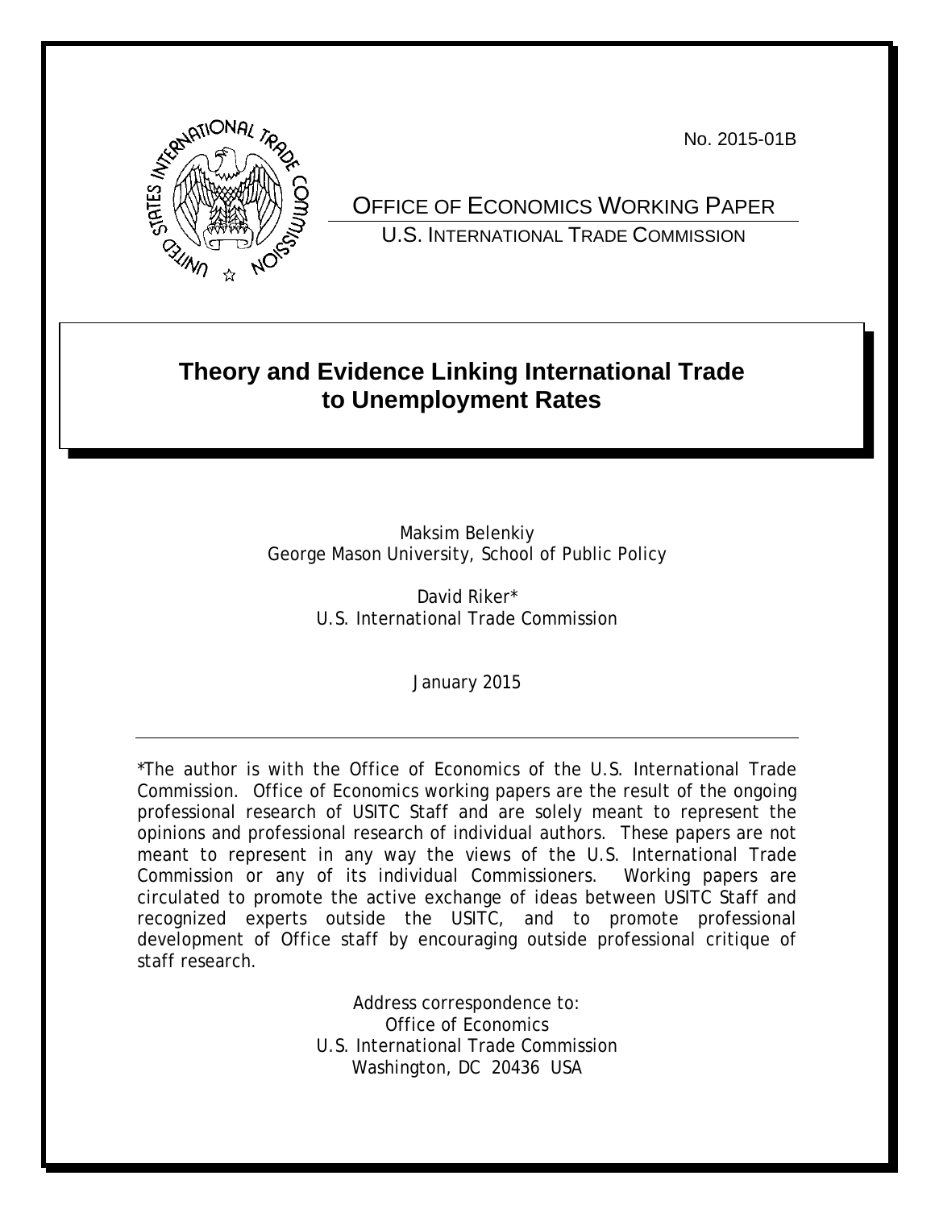No. 2015-01B

OFFICE OF ECONOMICS WORKING PAPER
U.S. INTERNATIONAL TRADE COMMISSION

# Theory and Evidence Linking International Trade to Unemployment Rates

Maksim Belenkiy
George Mason University, School of Public Policy

David Riker*
U.S. International Trade Commission

January 2015

*The author is with the Office of Economics of the U.S. International Trade Commission. Office of Economics working papers are the result of the ongoing professional research of USITC Staff and are solely meant to represent the opinions and professional research of individual authors. These papers are not meant to represent in any way the views of the U.S. International Trade Commission or any of its individual Commissioners. Working papers are circulated to promote the active exchange of ideas between USITC Staff and recognized experts outside the USITC, and to promote professional development of Office staff by encouraging outside professional critique of staff research.

Address correspondence to:
Office of Economics
U.S. International Trade Commission
Washington, DC 20436 USA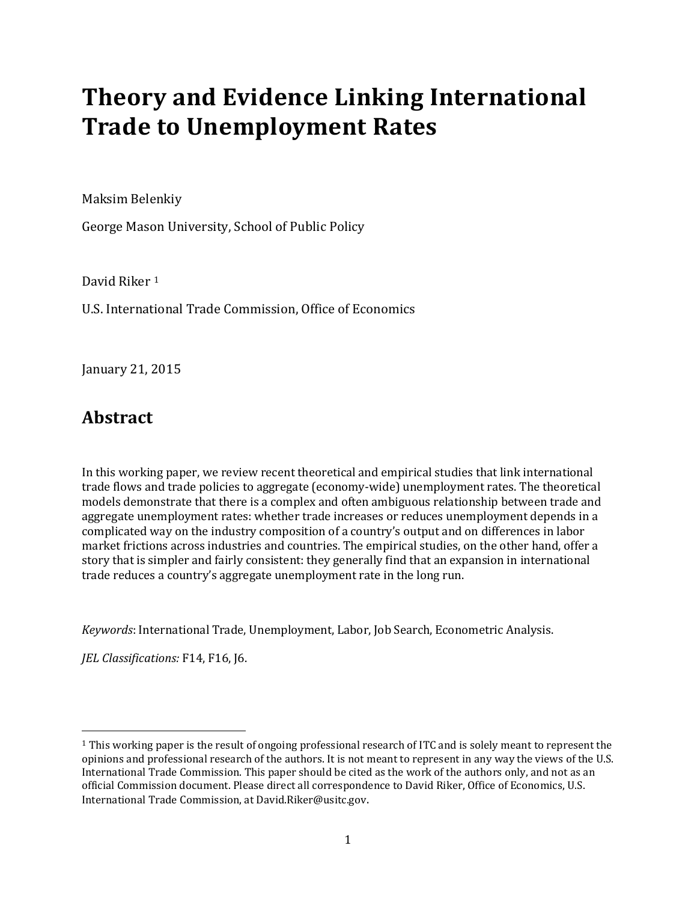# Theory and Evidence Linking International Trade to Unemployment Rates

Maksim Belenkiy

George Mason University, School of Public Policy

David Riker [1]

U.S. International Trade Commission, Office of Economics

January 21, 2015

## Abstract

In this working paper, we review recent theoretical and empirical studies that link international trade flows and trade policies to aggregate (economy-wide) unemployment rates. The theoretical models demonstrate that there is a complex and often ambiguous relationship between trade and aggregate unemployment rates: whether trade increases or reduces unemployment depends in a complicated way on the industry composition of a country's output and on differences in labor market frictions across industries and countries. The empirical studies, on the other hand, offer a story that is simpler and fairly consistent: they generally find that an expansion in international trade reduces a country's aggregate unemployment rate in the long run.

*Keywords*: International Trade, Unemployment, Labor, Job Search, Econometric Analysis.

*JEL Classifications:* F14, F16, J6.

---

[1] This working paper is the result of ongoing professional research of ITC and is solely meant to represent the opinions and professional research of the authors. It is not meant to represent in any way the views of the U.S. International Trade Commission. This paper should be cited as the work of the authors only, and not as an official Commission document. Please direct all correspondence to David Riker, Office of Economics, U.S. International Trade Commission, at David.Riker@usitc.gov.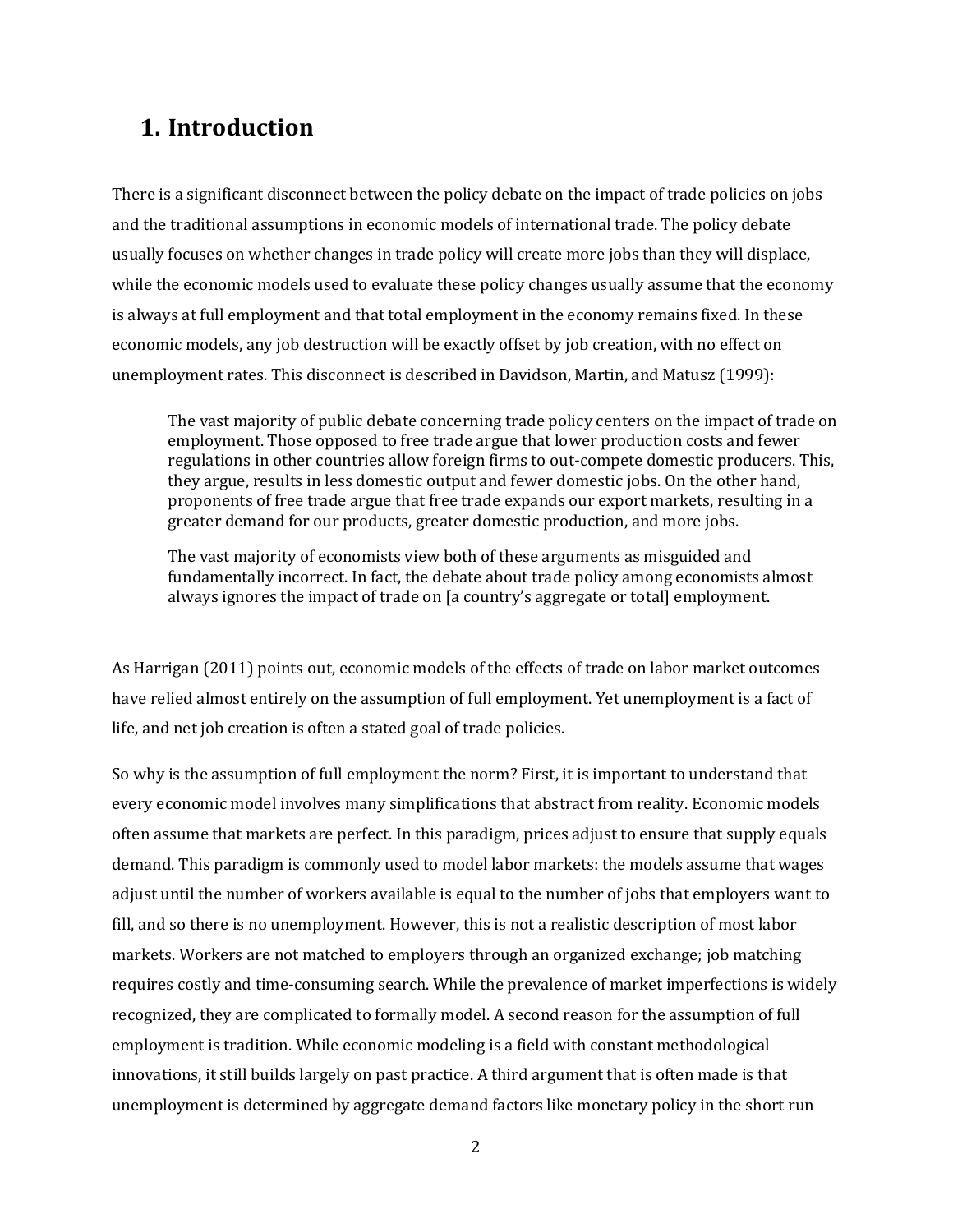## 1. Introduction

There is a significant disconnect between the policy debate on the impact of trade policies on jobs and the traditional assumptions in economic models of international trade. The policy debate usually focuses on whether changes in trade policy will create more jobs than they will displace, while the economic models used to evaluate these policy changes usually assume that the economy is always at full employment and that total employment in the economy remains fixed. In these economic models, any job destruction will be exactly offset by job creation, with no effect on unemployment rates. This disconnect is described in Davidson, Martin, and Matusz (1999):

> The vast majority of public debate concerning trade policy centers on the impact of trade on employment. Those opposed to free trade argue that lower production costs and fewer regulations in other countries allow foreign firms to out-compete domestic producers. This, they argue, results in less domestic output and fewer domestic jobs. On the other hand, proponents of free trade argue that free trade expands our export markets, resulting in a greater demand for our products, greater domestic production, and more jobs.
>
> The vast majority of economists view both of these arguments as misguided and fundamentally incorrect. In fact, the debate about trade policy among economists almost always ignores the impact of trade on [a country's aggregate or total] employment.

As Harrigan (2011) points out, economic models of the effects of trade on labor market outcomes have relied almost entirely on the assumption of full employment. Yet unemployment is a fact of life, and net job creation is often a stated goal of trade policies.

So why is the assumption of full employment the norm? First, it is important to understand that every economic model involves many simplifications that abstract from reality. Economic models often assume that markets are perfect. In this paradigm, prices adjust to ensure that supply equals demand. This paradigm is commonly used to model labor markets: the models assume that wages adjust until the number of workers available is equal to the number of jobs that employers want to fill, and so there is no unemployment. However, this is not a realistic description of most labor markets. Workers are not matched to employers through an organized exchange; job matching requires costly and time-consuming search. While the prevalence of market imperfections is widely recognized, they are complicated to formally model. A second reason for the assumption of full employment is tradition. While economic modeling is a field with constant methodological innovations, it still builds largely on past practice. A third argument that is often made is that unemployment is determined by aggregate demand factors like monetary policy in the short run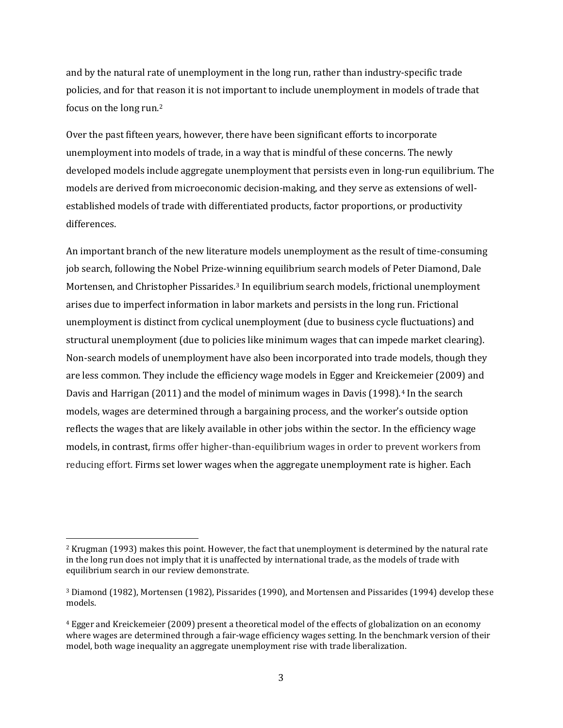and by the natural rate of unemployment in the long run, rather than industry-specific trade policies, and for that reason it is not important to include unemployment in models of trade that focus on the long run.[2]

Over the past fifteen years, however, there have been significant efforts to incorporate unemployment into models of trade, in a way that is mindful of these concerns. The newly developed models include aggregate unemployment that persists even in long-run equilibrium. The models are derived from microeconomic decision-making, and they serve as extensions of well-established models of trade with differentiated products, factor proportions, or productivity differences.

An important branch of the new literature models unemployment as the result of time-consuming job search, following the Nobel Prize-winning equilibrium search models of Peter Diamond, Dale Mortensen, and Christopher Pissarides.[3] In equilibrium search models, frictional unemployment arises due to imperfect information in labor markets and persists in the long run. Frictional unemployment is distinct from cyclical unemployment (due to business cycle fluctuations) and structural unemployment (due to policies like minimum wages that can impede market clearing). Non-search models of unemployment have also been incorporated into trade models, though they are less common. They include the efficiency wage models in Egger and Kreickemeier (2009) and Davis and Harrigan (2011) and the model of minimum wages in Davis (1998).[4] In the search models, wages are determined through a bargaining process, and the worker's outside option reflects the wages that are likely available in other jobs within the sector. In the efficiency wage models, in contrast, firms offer higher-than-equilibrium wages in order to prevent workers from reducing effort. Firms set lower wages when the aggregate unemployment rate is higher. Each

---

[2] Krugman (1993) makes this point. However, the fact that unemployment is determined by the natural rate in the long run does not imply that it is unaffected by international trade, as the models of trade with equilibrium search in our review demonstrate.

[3] Diamond (1982), Mortensen (1982), Pissarides (1990), and Mortensen and Pissarides (1994) develop these models.

[4] Egger and Kreickemeier (2009) present a theoretical model of the effects of globalization on an economy where wages are determined through a fair-wage efficiency wages setting. In the benchmark version of their model, both wage inequality an aggregate unemployment rise with trade liberalization.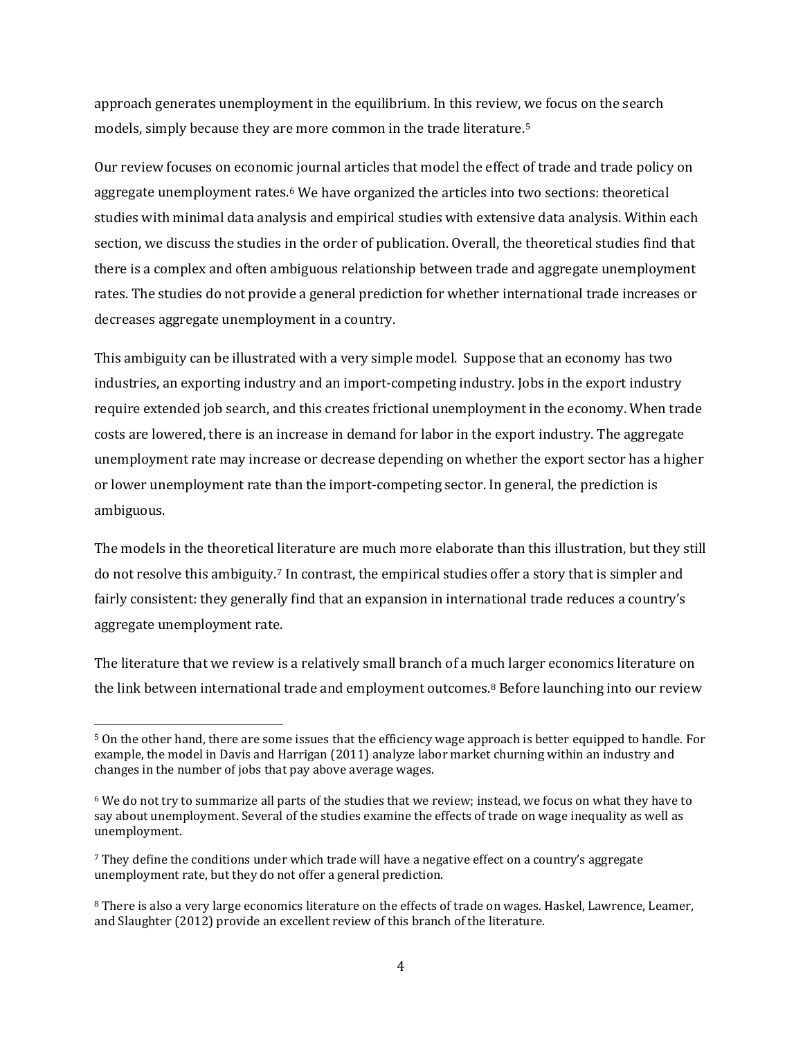approach generates unemployment in the equilibrium. In this review, we focus on the search models, simply because they are more common in the trade literature.[5]

Our review focuses on economic journal articles that model the effect of trade and trade policy on aggregate unemployment rates.[6] We have organized the articles into two sections: theoretical studies with minimal data analysis and empirical studies with extensive data analysis. Within each section, we discuss the studies in the order of publication. Overall, the theoretical studies find that there is a complex and often ambiguous relationship between trade and aggregate unemployment rates. The studies do not provide a general prediction for whether international trade increases or decreases aggregate unemployment in a country.

This ambiguity can be illustrated with a very simple model. Suppose that an economy has two industries, an exporting industry and an import-competing industry. Jobs in the export industry require extended job search, and this creates frictional unemployment in the economy. When trade costs are lowered, there is an increase in demand for labor in the export industry. The aggregate unemployment rate may increase or decrease depending on whether the export sector has a higher or lower unemployment rate than the import-competing sector. In general, the prediction is ambiguous.

The models in the theoretical literature are much more elaborate than this illustration, but they still do not resolve this ambiguity.[7] In contrast, the empirical studies offer a story that is simpler and fairly consistent: they generally find that an expansion in international trade reduces a country's aggregate unemployment rate.

The literature that we review is a relatively small branch of a much larger economics literature on the link between international trade and employment outcomes.[8] Before launching into our review

---

[5] On the other hand, there are some issues that the efficiency wage approach is better equipped to handle. For example, the model in Davis and Harrigan (2011) analyze labor market churning within an industry and changes in the number of jobs that pay above average wages.

[6] We do not try to summarize all parts of the studies that we review; instead, we focus on what they have to say about unemployment. Several of the studies examine the effects of trade on wage inequality as well as unemployment.

[7] They define the conditions under which trade will have a negative effect on a country's aggregate unemployment rate, but they do not offer a general prediction.

[8] There is also a very large economics literature on the effects of trade on wages. Haskel, Lawrence, Leamer, and Slaughter (2012) provide an excellent review of this branch of the literature.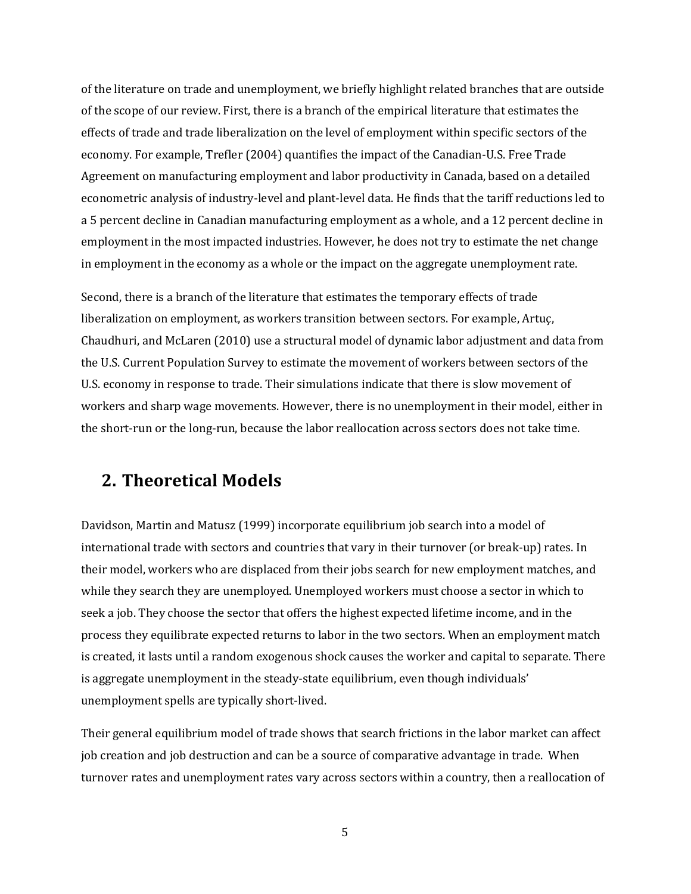of the literature on trade and unemployment, we briefly highlight related branches that are outside of the scope of our review. First, there is a branch of the empirical literature that estimates the effects of trade and trade liberalization on the level of employment within specific sectors of the economy. For example, Trefler (2004) quantifies the impact of the Canadian-U.S. Free Trade Agreement on manufacturing employment and labor productivity in Canada, based on a detailed econometric analysis of industry-level and plant-level data. He finds that the tariff reductions led to a 5 percent decline in Canadian manufacturing employment as a whole, and a 12 percent decline in employment in the most impacted industries. However, he does not try to estimate the net change in employment in the economy as a whole or the impact on the aggregate unemployment rate.

Second, there is a branch of the literature that estimates the temporary effects of trade liberalization on employment, as workers transition between sectors. For example, Artuç, Chaudhuri, and McLaren (2010) use a structural model of dynamic labor adjustment and data from the U.S. Current Population Survey to estimate the movement of workers between sectors of the U.S. economy in response to trade. Their simulations indicate that there is slow movement of workers and sharp wage movements. However, there is no unemployment in their model, either in the short-run or the long-run, because the labor reallocation across sectors does not take time.

## 2. Theoretical Models

Davidson, Martin and Matusz (1999) incorporate equilibrium job search into a model of international trade with sectors and countries that vary in their turnover (or break-up) rates. In their model, workers who are displaced from their jobs search for new employment matches, and while they search they are unemployed. Unemployed workers must choose a sector in which to seek a job. They choose the sector that offers the highest expected lifetime income, and in the process they equilibrate expected returns to labor in the two sectors. When an employment match is created, it lasts until a random exogenous shock causes the worker and capital to separate. There is aggregate unemployment in the steady-state equilibrium, even though individuals' unemployment spells are typically short-lived.

Their general equilibrium model of trade shows that search frictions in the labor market can affect job creation and job destruction and can be a source of comparative advantage in trade. When turnover rates and unemployment rates vary across sectors within a country, then a reallocation of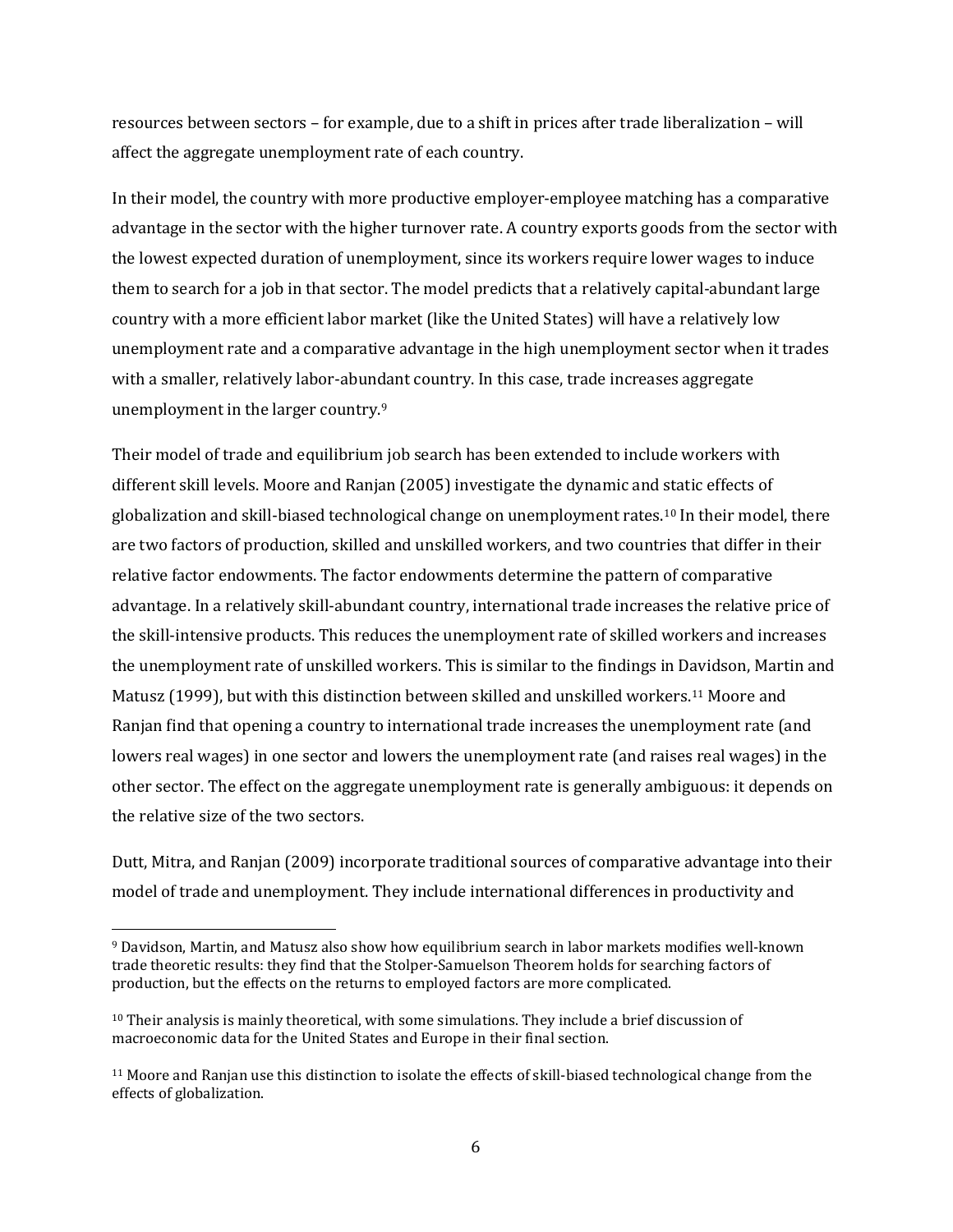resources between sectors – for example, due to a shift in prices after trade liberalization – will affect the aggregate unemployment rate of each country.

In their model, the country with more productive employer-employee matching has a comparative advantage in the sector with the higher turnover rate. A country exports goods from the sector with the lowest expected duration of unemployment, since its workers require lower wages to induce them to search for a job in that sector. The model predicts that a relatively capital-abundant large country with a more efficient labor market (like the United States) will have a relatively low unemployment rate and a comparative advantage in the high unemployment sector when it trades with a smaller, relatively labor-abundant country. In this case, trade increases aggregate unemployment in the larger country.[9]

Their model of trade and equilibrium job search has been extended to include workers with different skill levels. Moore and Ranjan (2005) investigate the dynamic and static effects of globalization and skill-biased technological change on unemployment rates.[10] In their model, there are two factors of production, skilled and unskilled workers, and two countries that differ in their relative factor endowments. The factor endowments determine the pattern of comparative advantage. In a relatively skill-abundant country, international trade increases the relative price of the skill-intensive products. This reduces the unemployment rate of skilled workers and increases the unemployment rate of unskilled workers. This is similar to the findings in Davidson, Martin and Matusz (1999), but with this distinction between skilled and unskilled workers.[11] Moore and Ranjan find that opening a country to international trade increases the unemployment rate (and lowers real wages) in one sector and lowers the unemployment rate (and raises real wages) in the other sector. The effect on the aggregate unemployment rate is generally ambiguous: it depends on the relative size of the two sectors.

Dutt, Mitra, and Ranjan (2009) incorporate traditional sources of comparative advantage into their model of trade and unemployment. They include international differences in productivity and

---

[9] Davidson, Martin, and Matusz also show how equilibrium search in labor markets modifies well-known trade theoretic results: they find that the Stolper-Samuelson Theorem holds for searching factors of production, but the effects on the returns to employed factors are more complicated.

[10] Their analysis is mainly theoretical, with some simulations. They include a brief discussion of macroeconomic data for the United States and Europe in their final section.

[11] Moore and Ranjan use this distinction to isolate the effects of skill-biased technological change from the effects of globalization.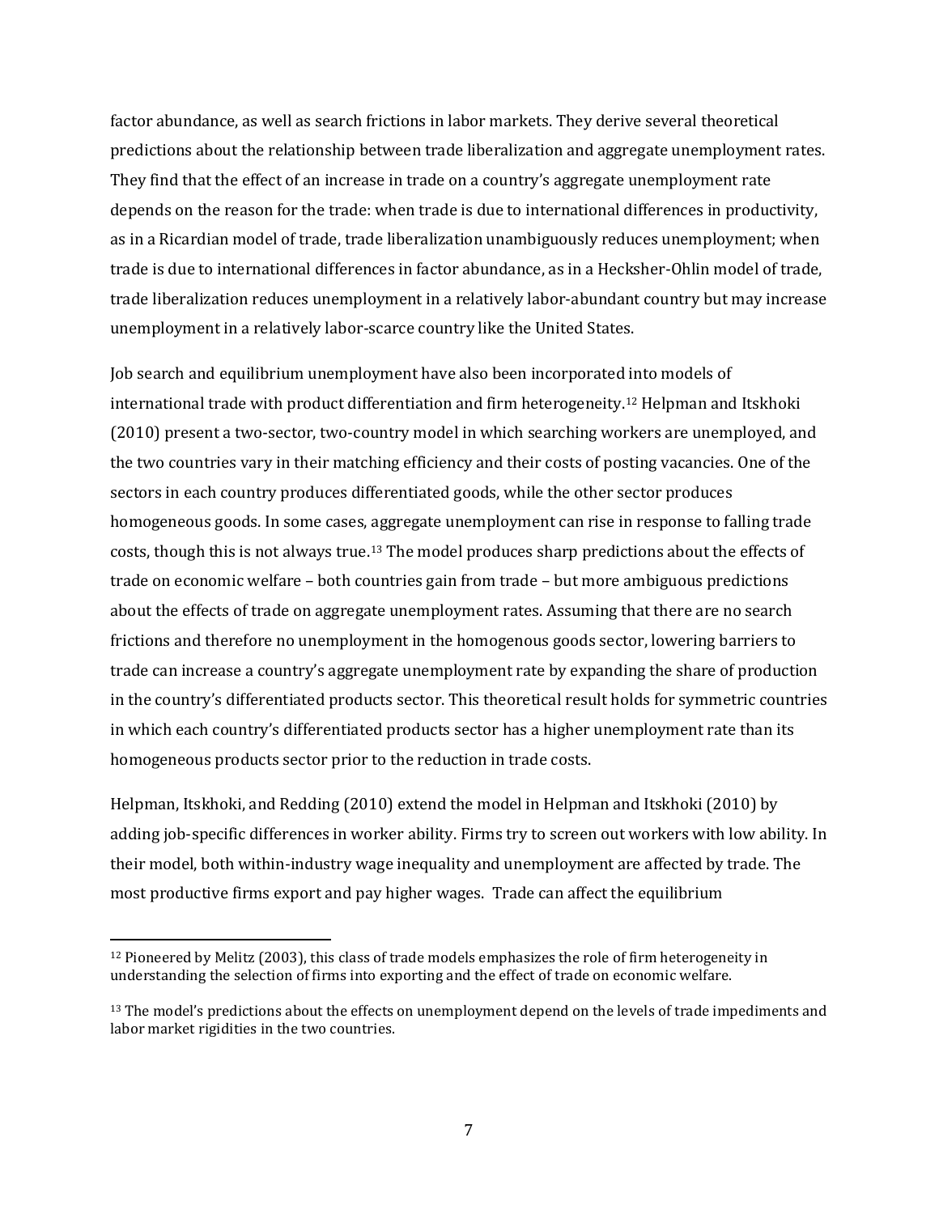factor abundance, as well as search frictions in labor markets. They derive several theoretical predictions about the relationship between trade liberalization and aggregate unemployment rates. They find that the effect of an increase in trade on a country's aggregate unemployment rate depends on the reason for the trade: when trade is due to international differences in productivity, as in a Ricardian model of trade, trade liberalization unambiguously reduces unemployment; when trade is due to international differences in factor abundance, as in a Hecksher-Ohlin model of trade, trade liberalization reduces unemployment in a relatively labor-abundant country but may increase unemployment in a relatively labor-scarce country like the United States.

Job search and equilibrium unemployment have also been incorporated into models of international trade with product differentiation and firm heterogeneity.[12] Helpman and Itskhoki (2010) present a two-sector, two-country model in which searching workers are unemployed, and the two countries vary in their matching efficiency and their costs of posting vacancies. One of the sectors in each country produces differentiated goods, while the other sector produces homogeneous goods. In some cases, aggregate unemployment can rise in response to falling trade costs, though this is not always true.[13] The model produces sharp predictions about the effects of trade on economic welfare – both countries gain from trade – but more ambiguous predictions about the effects of trade on aggregate unemployment rates. Assuming that there are no search frictions and therefore no unemployment in the homogenous goods sector, lowering barriers to trade can increase a country's aggregate unemployment rate by expanding the share of production in the country's differentiated products sector. This theoretical result holds for symmetric countries in which each country's differentiated products sector has a higher unemployment rate than its homogeneous products sector prior to the reduction in trade costs.

Helpman, Itskhoki, and Redding (2010) extend the model in Helpman and Itskhoki (2010) by adding job-specific differences in worker ability. Firms try to screen out workers with low ability. In their model, both within-industry wage inequality and unemployment are affected by trade. The most productive firms export and pay higher wages. Trade can affect the equilibrium

[12] Pioneered by Melitz (2003), this class of trade models emphasizes the role of firm heterogeneity in understanding the selection of firms into exporting and the effect of trade on economic welfare.

[13] The model's predictions about the effects on unemployment depend on the levels of trade impediments and labor market rigidities in the two countries.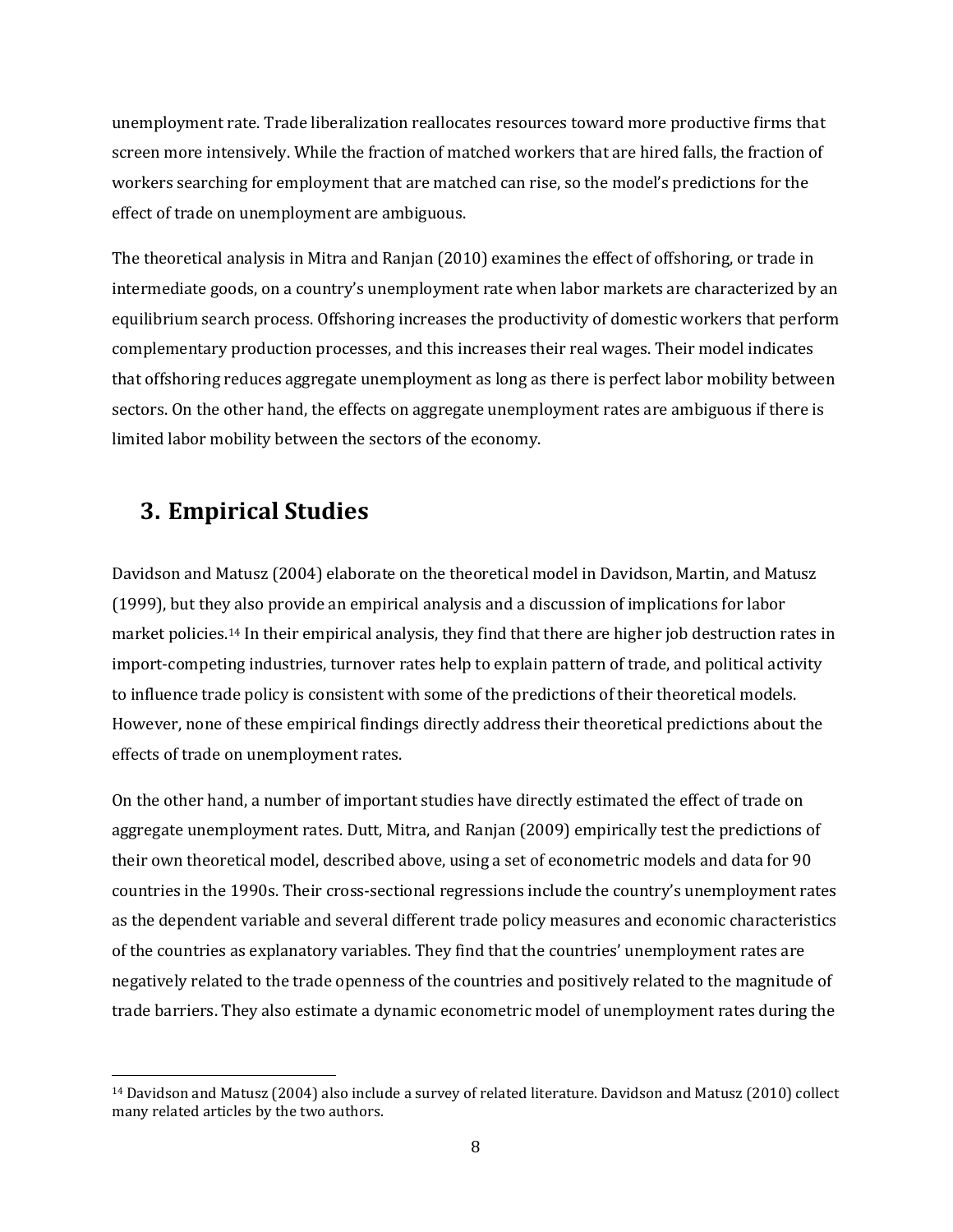unemployment rate. Trade liberalization reallocates resources toward more productive firms that screen more intensively. While the fraction of matched workers that are hired falls, the fraction of workers searching for employment that are matched can rise, so the model's predictions for the effect of trade on unemployment are ambiguous.

The theoretical analysis in Mitra and Ranjan (2010) examines the effect of offshoring, or trade in intermediate goods, on a country's unemployment rate when labor markets are characterized by an equilibrium search process. Offshoring increases the productivity of domestic workers that perform complementary production processes, and this increases their real wages. Their model indicates that offshoring reduces aggregate unemployment as long as there is perfect labor mobility between sectors. On the other hand, the effects on aggregate unemployment rates are ambiguous if there is limited labor mobility between the sectors of the economy.

## 3. Empirical Studies

Davidson and Matusz (2004) elaborate on the theoretical model in Davidson, Martin, and Matusz (1999), but they also provide an empirical analysis and a discussion of implications for labor market policies.[14] In their empirical analysis, they find that there are higher job destruction rates in import-competing industries, turnover rates help to explain pattern of trade, and political activity to influence trade policy is consistent with some of the predictions of their theoretical models. However, none of these empirical findings directly address their theoretical predictions about the effects of trade on unemployment rates.

On the other hand, a number of important studies have directly estimated the effect of trade on aggregate unemployment rates. Dutt, Mitra, and Ranjan (2009) empirically test the predictions of their own theoretical model, described above, using a set of econometric models and data for 90 countries in the 1990s. Their cross-sectional regressions include the country's unemployment rates as the dependent variable and several different trade policy measures and economic characteristics of the countries as explanatory variables. They find that the countries' unemployment rates are negatively related to the trade openness of the countries and positively related to the magnitude of trade barriers. They also estimate a dynamic econometric model of unemployment rates during the

---

[14] Davidson and Matusz (2004) also include a survey of related literature. Davidson and Matusz (2010) collect many related articles by the two authors.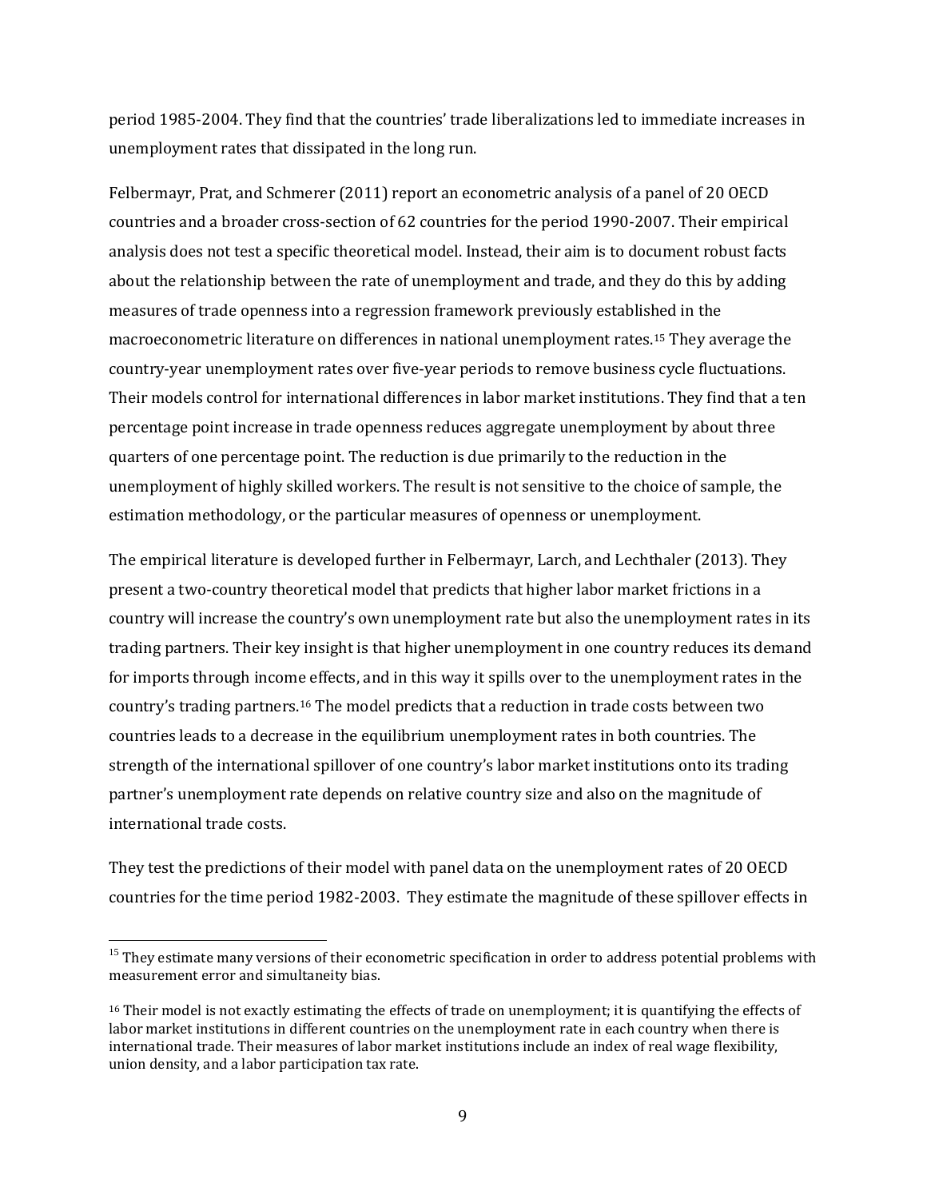period 1985-2004. They find that the countries' trade liberalizations led to immediate increases in unemployment rates that dissipated in the long run.

Felbermayr, Prat, and Schmerer (2011) report an econometric analysis of a panel of 20 OECD countries and a broader cross-section of 62 countries for the period 1990-2007. Their empirical analysis does not test a specific theoretical model. Instead, their aim is to document robust facts about the relationship between the rate of unemployment and trade, and they do this by adding measures of trade openness into a regression framework previously established in the macroeconometric literature on differences in national unemployment rates.[15] They average the country-year unemployment rates over five-year periods to remove business cycle fluctuations. Their models control for international differences in labor market institutions. They find that a ten percentage point increase in trade openness reduces aggregate unemployment by about three quarters of one percentage point. The reduction is due primarily to the reduction in the unemployment of highly skilled workers. The result is not sensitive to the choice of sample, the estimation methodology, or the particular measures of openness or unemployment.

The empirical literature is developed further in Felbermayr, Larch, and Lechthaler (2013). They present a two-country theoretical model that predicts that higher labor market frictions in a country will increase the country's own unemployment rate but also the unemployment rates in its trading partners. Their key insight is that higher unemployment in one country reduces its demand for imports through income effects, and in this way it spills over to the unemployment rates in the country's trading partners.[16] The model predicts that a reduction in trade costs between two countries leads to a decrease in the equilibrium unemployment rates in both countries. The strength of the international spillover of one country's labor market institutions onto its trading partner's unemployment rate depends on relative country size and also on the magnitude of international trade costs.

They test the predictions of their model with panel data on the unemployment rates of 20 OECD countries for the time period 1982-2003. They estimate the magnitude of these spillover effects in

---

[15] They estimate many versions of their econometric specification in order to address potential problems with measurement error and simultaneity bias.

[16] Their model is not exactly estimating the effects of trade on unemployment; it is quantifying the effects of labor market institutions in different countries on the unemployment rate in each country when there is international trade. Their measures of labor market institutions include an index of real wage flexibility, union density, and a labor participation tax rate.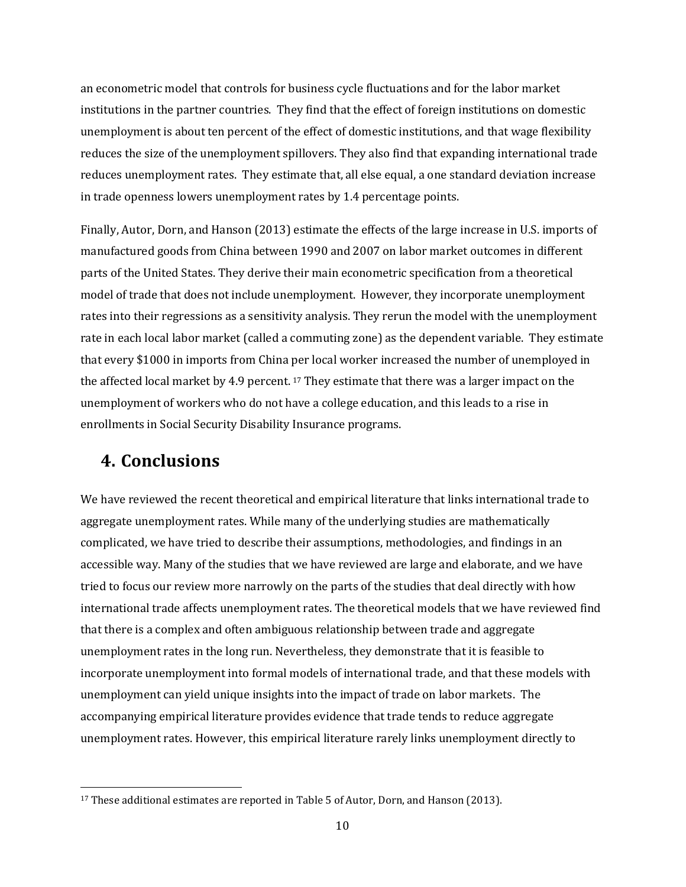an econometric model that controls for business cycle fluctuations and for the labor market institutions in the partner countries. They find that the effect of foreign institutions on domestic unemployment is about ten percent of the effect of domestic institutions, and that wage flexibility reduces the size of the unemployment spillovers. They also find that expanding international trade reduces unemployment rates. They estimate that, all else equal, a one standard deviation increase in trade openness lowers unemployment rates by 1.4 percentage points.

Finally, Autor, Dorn, and Hanson (2013) estimate the effects of the large increase in U.S. imports of manufactured goods from China between 1990 and 2007 on labor market outcomes in different parts of the United States. They derive their main econometric specification from a theoretical model of trade that does not include unemployment. However, they incorporate unemployment rates into their regressions as a sensitivity analysis. They rerun the model with the unemployment rate in each local labor market (called a commuting zone) as the dependent variable. They estimate that every $1000 in imports from China per local worker increased the number of unemployed in the affected local market by 4.9 percent. [17] They estimate that there was a larger impact on the unemployment of workers who do not have a college education, and this leads to a rise in enrollments in Social Security Disability Insurance programs.

## 4. Conclusions

We have reviewed the recent theoretical and empirical literature that links international trade to aggregate unemployment rates. While many of the underlying studies are mathematically complicated, we have tried to describe their assumptions, methodologies, and findings in an accessible way. Many of the studies that we have reviewed are large and elaborate, and we have tried to focus our review more narrowly on the parts of the studies that deal directly with how international trade affects unemployment rates. The theoretical models that we have reviewed find that there is a complex and often ambiguous relationship between trade and aggregate unemployment rates in the long run. Nevertheless, they demonstrate that it is feasible to incorporate unemployment into formal models of international trade, and that these models with unemployment can yield unique insights into the impact of trade on labor markets. The accompanying empirical literature provides evidence that trade tends to reduce aggregate unemployment rates. However, this empirical literature rarely links unemployment directly to

[17] These additional estimates are reported in Table 5 of Autor, Dorn, and Hanson (2013).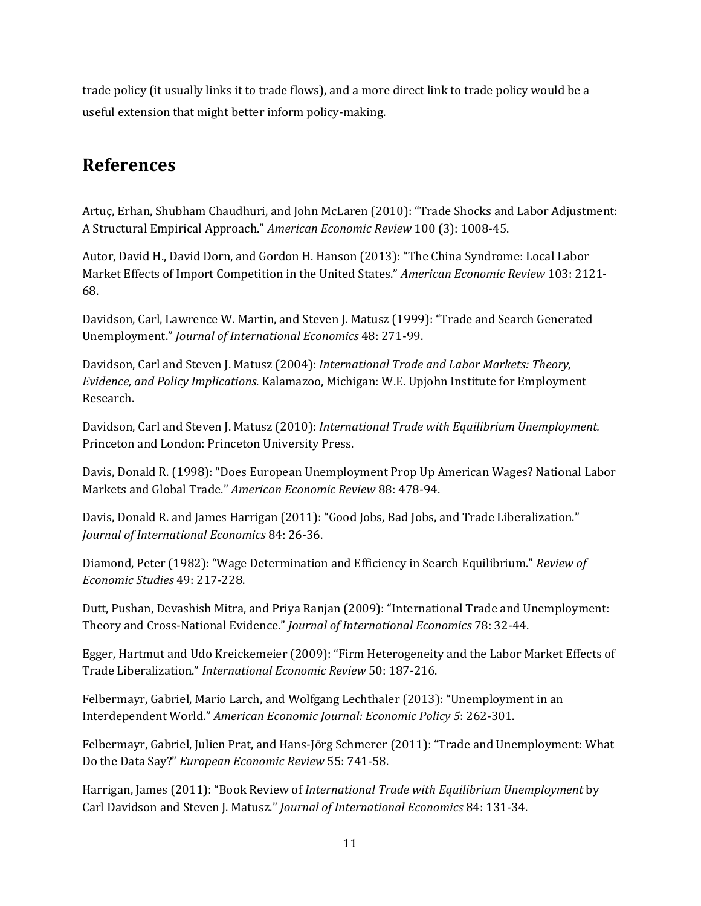trade policy (it usually links it to trade flows), and a more direct link to trade policy would be a useful extension that might better inform policy-making.

## References

Artuç, Erhan, Shubham Chaudhuri, and John McLaren (2010): "Trade Shocks and Labor Adjustment: A Structural Empirical Approach." *American Economic Review* 100 (3): 1008-45.

Autor, David H., David Dorn, and Gordon H. Hanson (2013): "The China Syndrome: Local Labor Market Effects of Import Competition in the United States." *American Economic Review* 103: 2121-68.

Davidson, Carl, Lawrence W. Martin, and Steven J. Matusz (1999): "Trade and Search Generated Unemployment." *Journal of International Economics* 48: 271-99.

Davidson, Carl and Steven J. Matusz (2004): *International Trade and Labor Markets: Theory, Evidence, and Policy Implications*. Kalamazoo, Michigan: W.E. Upjohn Institute for Employment Research.

Davidson, Carl and Steven J. Matusz (2010): *International Trade with Equilibrium Unemployment.* Princeton and London: Princeton University Press.

Davis, Donald R. (1998): "Does European Unemployment Prop Up American Wages? National Labor Markets and Global Trade." *American Economic Review* 88: 478-94.

Davis, Donald R. and James Harrigan (2011): "Good Jobs, Bad Jobs, and Trade Liberalization." *Journal of International Economics* 84: 26-36.

Diamond, Peter (1982): "Wage Determination and Efficiency in Search Equilibrium." *Review of Economic Studies* 49: 217-228.

Dutt, Pushan, Devashish Mitra, and Priya Ranjan (2009): "International Trade and Unemployment: Theory and Cross-National Evidence." *Journal of International Economics* 78: 32-44.

Egger, Hartmut and Udo Kreickemeier (2009): "Firm Heterogeneity and the Labor Market Effects of Trade Liberalization." *International Economic Review* 50: 187-216.

Felbermayr, Gabriel, Mario Larch, and Wolfgang Lechthaler (2013): "Unemployment in an Interdependent World." *American Economic Journal: Economic Policy 5*: 262-301.

Felbermayr, Gabriel, Julien Prat, and Hans-Jörg Schmerer (2011): "Trade and Unemployment: What Do the Data Say?" *European Economic Review* 55: 741-58.

Harrigan, James (2011): "Book Review of *International Trade with Equilibrium Unemployment* by Carl Davidson and Steven J. Matusz." *Journal of International Economics* 84: 131-34.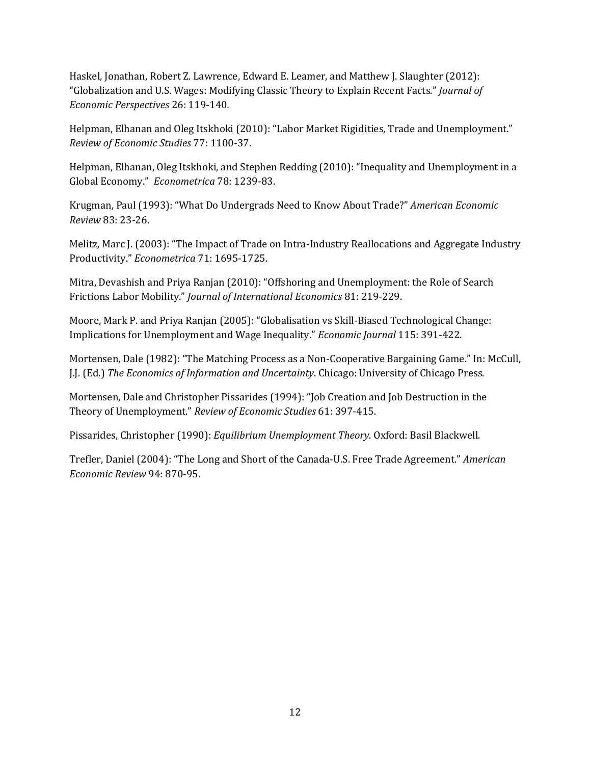Haskel, Jonathan, Robert Z. Lawrence, Edward E. Leamer, and Matthew J. Slaughter (2012): "Globalization and U.S. Wages: Modifying Classic Theory to Explain Recent Facts." *Journal of Economic Perspectives* 26: 119-140.

Helpman, Elhanan and Oleg Itskhoki (2010): "Labor Market Rigidities, Trade and Unemployment." *Review of Economic Studies* 77: 1100-37.

Helpman, Elhanan, Oleg Itskhoki, and Stephen Redding (2010): "Inequality and Unemployment in a Global Economy." *Econometrica* 78: 1239-83.

Krugman, Paul (1993): "What Do Undergrads Need to Know About Trade?" *American Economic Review* 83: 23-26.

Melitz, Marc J. (2003): "The Impact of Trade on Intra-Industry Reallocations and Aggregate Industry Productivity." *Econometrica* 71: 1695-1725.

Mitra, Devashish and Priya Ranjan (2010): "Offshoring and Unemployment: the Role of Search Frictions Labor Mobility." *Journal of International Economics* 81: 219-229.

Moore, Mark P. and Priya Ranjan (2005): "Globalisation vs Skill-Biased Technological Change: Implications for Unemployment and Wage Inequality." *Economic Journal* 115: 391-422.

Mortensen, Dale (1982): "The Matching Process as a Non-Cooperative Bargaining Game." In: McCull, J.J. (Ed.) *The Economics of Information and Uncertainty*. Chicago: University of Chicago Press.

Mortensen, Dale and Christopher Pissarides (1994): "Job Creation and Job Destruction in the Theory of Unemployment." *Review of Economic Studies* 61: 397-415.

Pissarides, Christopher (1990): *Equilibrium Unemployment Theory*. Oxford: Basil Blackwell.

Trefler, Daniel (2004): "The Long and Short of the Canada-U.S. Free Trade Agreement." *American Economic Review* 94: 870-95.